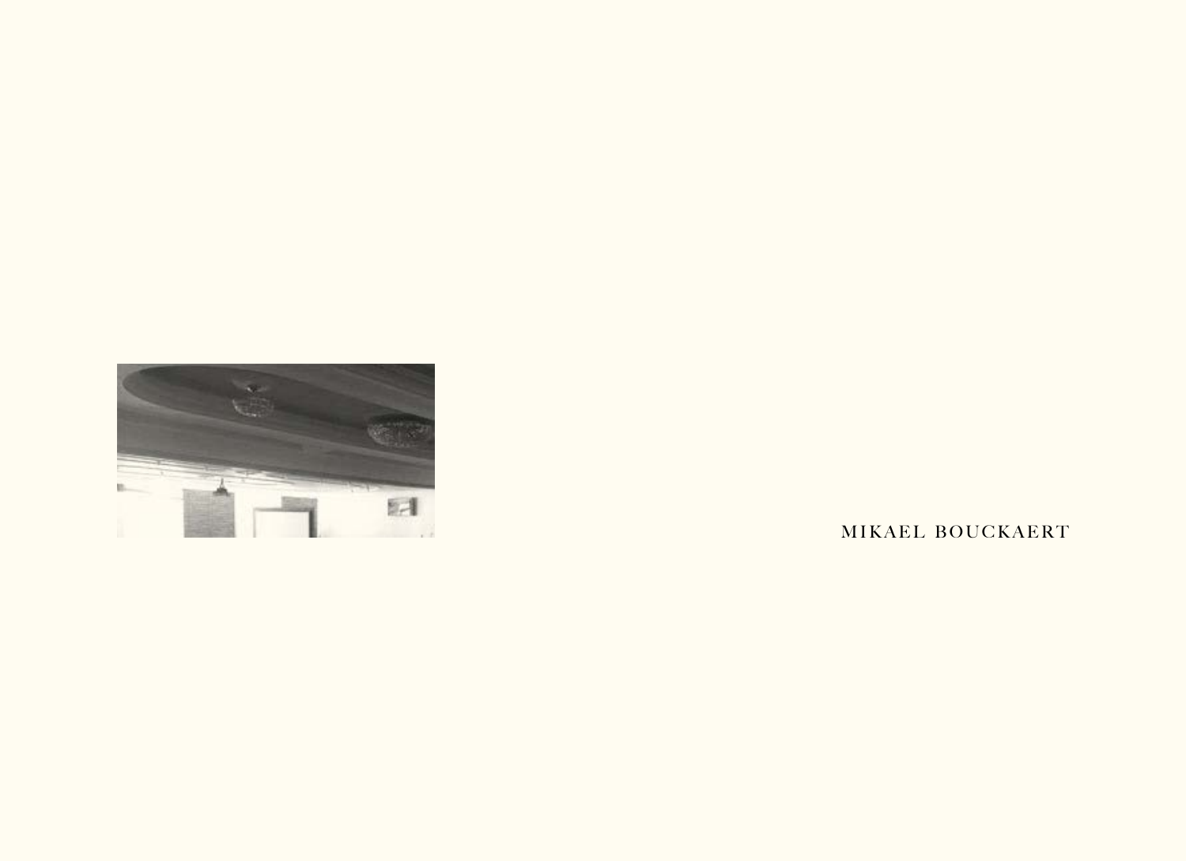MIKAEL BOUCKAERT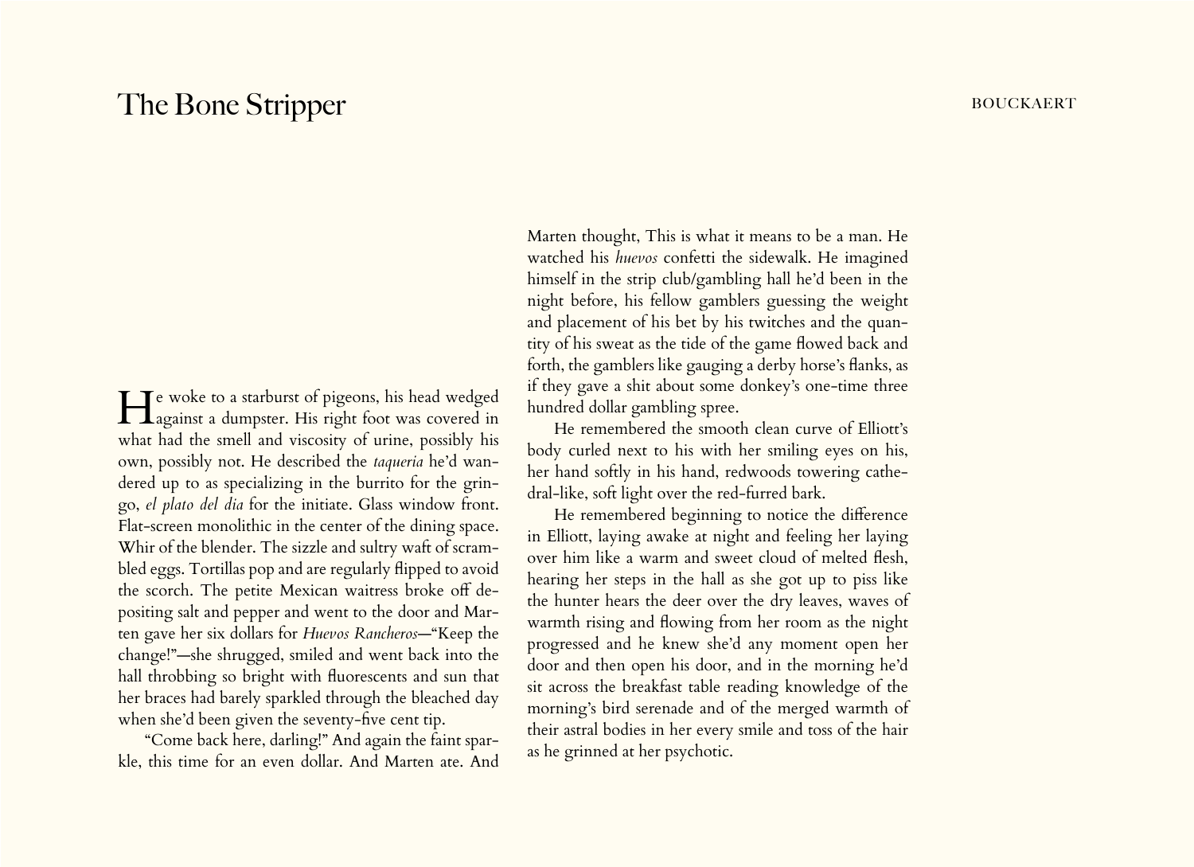He woke to a starburst of pigeons, his head wedged against a dumpster. His right foot was covered in what had the smell and viscosity of urine, possibly his own, possibly not. He described the *taqueria* he'd wandered up to as specializing in the burrito for the gringo, *el plato del dia* for the initiate. Glass window front. Flat-screen monolithic in the center of the dining space. Whir of the blender. The sizzle and sultry waft of scrambled eggs. Tortillas pop and are regularly flipped to avoid the scorch. The petite Mexican waitress broke off depositing salt and pepper and went to the door and Marten gave her six dollars for *Huevos Rancheros*—"Keep the change!"—she shrugged, smiled and went back into the hall throbbing so bright with fluorescents and sun that her braces had barely sparkled through the bleached day when she'd been given the seventy-five cent tip.

"Come back here, darling!" And again the faint sparkle, this time for an even dollar. And Marten ate. And Marten thought, This is what it means to be a man. He watched his *huevos* confetti the sidewalk. He imagined himself in the strip club/gambling hall he'd been in the night before, his fellow gamblers guessing the weight and placement of his bet by his twitches and the quantity of his sweat as the tide of the game flowed back and forth, the gamblers like gauging a derby horse's flanks, as if they gave a shit about some donkey's one-time three hundred dollar gambling spree.

He remembered the smooth clean curve of Elliott's body curled next to his with her smiling eyes on his, her hand softly in his hand, redwoods towering cathedral-like, soft light over the red-furred bark.

He remembered beginning to notice the difference in Elliott, laying awake at night and feeling her laying over him like a warm and sweet cloud of melted flesh, hearing her steps in the hall as she got up to piss like the hunter hears the deer over the dry leaves, waves of warmth rising and flowing from her room as the night progressed and he knew she'd any moment open her door and then open his door, and in the morning he'd sit across the breakfast table reading knowledge of the morning's bird serenade and of the merged warmth of their astral bodies in her every smile and toss of the hair as he grinned at her psychotic.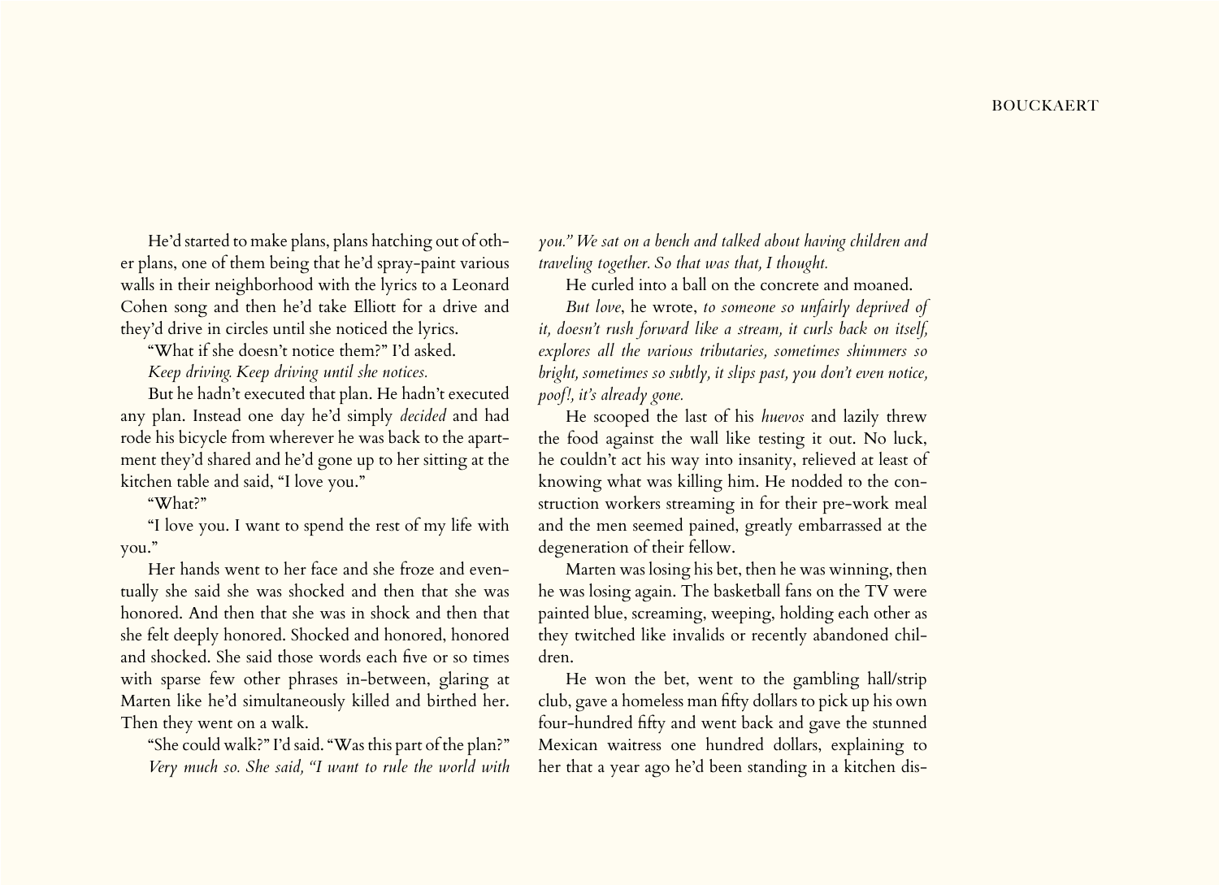He'd started to make plans, plans hatching out of other plans, one of them being that he'd spray-paint various walls in their neighborhood with the lyrics to a Leonard Cohen song and then he'd take Elliott for a drive and they'd drive in circles until she noticed the lyrics.

"What if she doesn't notice them?" I'd asked.

*Keep driving. Keep driving until she notices.*

But he hadn't executed that plan. He hadn't executed any plan. Instead one day he'd simply *decided* and had rode his bicycle from wherever he was back to the apartment they'd shared and he'd gone up to her sitting at the kitchen table and said, "I love you."

"What?"

"I love you. I want to spend the rest of my life with you."

Her hands went to her face and she froze and eventually she said she was shocked and then that she was honored. And then that she was in shock and then that she felt deeply honored. Shocked and honored, honored and shocked. She said those words each five or so times with sparse few other phrases in-between, glaring at Marten like he'd simultaneously killed and birthed her. Then they went on a walk.

"She could walk?" I'd said. "Was this part of the plan?"

*Very much so. She said, "I want to rule the world with you." We sat on a bench and talked about having children and traveling together. So that was that, I thought.*

He curled into a ball on the concrete and moaned.

*But love*, he wrote, *to someone so unfairly deprived of it, doesn't rush forward like a stream, it curls back on itself, explores all the various tributaries, sometimes shimmers so bright, sometimes so subtly, it slips past, you don't even notice, poof!, it's already gone.*

He scooped the last of his *huevos* and lazily threw the food against the wall like testing it out. No luck, he couldn't act his way into insanity, relieved at least of knowing what was killing him. He nodded to the construction workers streaming in for their pre-work meal and the men seemed pained, greatly embarrassed at the degeneration of their fellow.

Marten was losing his bet, then he was winning, then he was losing again. The basketball fans on the TV were painted blue, screaming, weeping, holding each other as they twitched like invalids or recently abandoned children.

He won the bet, went to the gambling hall/strip club, gave a homeless man fifty dollars to pick up his own four-hundred fifty and went back and gave the stunned Mexican waitress one hundred dollars, explaining to her that a year ago he'd been standing in a kitchen dis-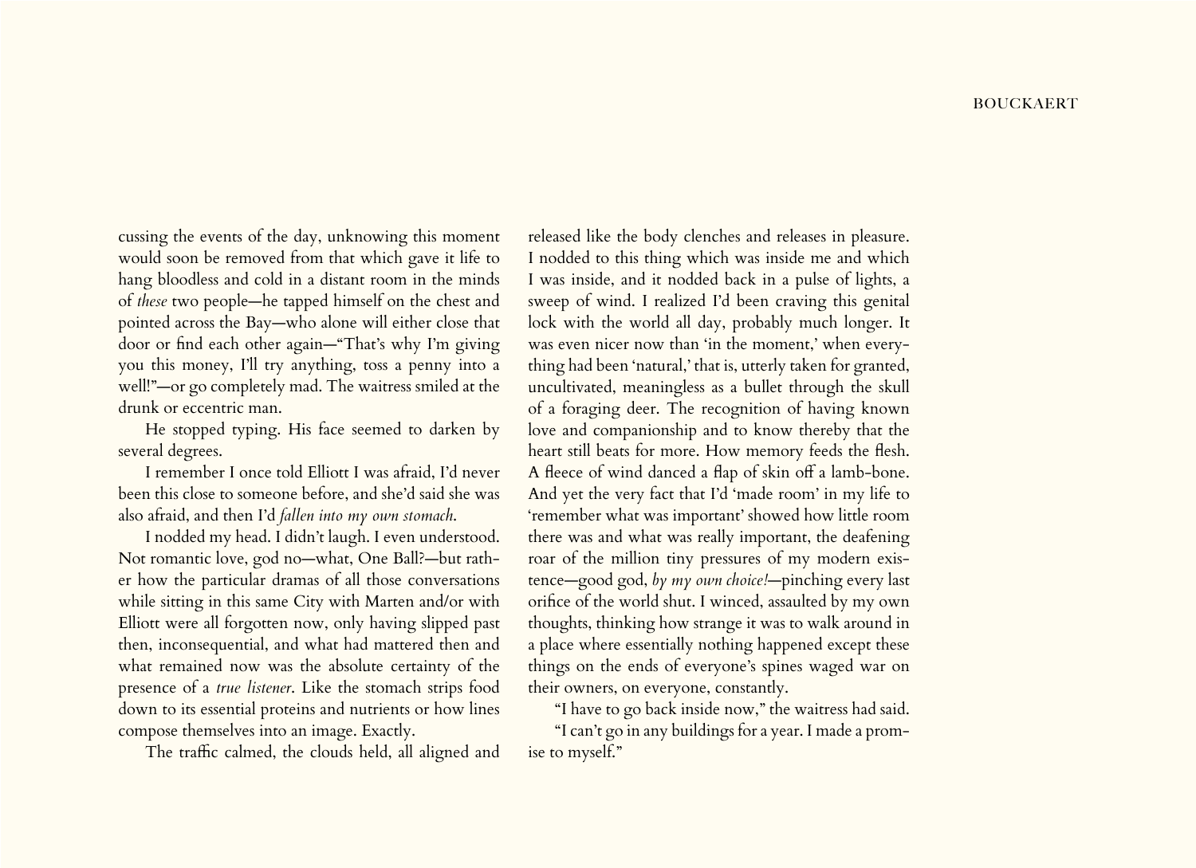cussing the events of the day, unknowing this moment would soon be removed from that which gave it life to hang bloodless and cold in a distant room in the minds of *these* two people—he tapped himself on the chest and pointed across the Bay—who alone will either close that door or find each other again—"That's why I'm giving you this money, I'll try anything, toss a penny into a well!"—or go completely mad. The waitress smiled at the drunk or eccentric man.

He stopped typing. His face seemed to darken by several degrees.

I remember I once told Elliott I was afraid, I'd never been this close to someone before, and she'd said she was also afraid, and then I'd *fallen into my own stomach*.

I nodded my head. I didn't laugh. I even understood. Not romantic love, god no—what, One Ball?—but rather how the particular dramas of all those conversations while sitting in this same City with Marten and/or with Elliott were all forgotten now, only having slipped past then, inconsequential, and what had mattered then and what remained now was the absolute certainty of the presence of a *true listener*. Like the stomach strips food down to its essential proteins and nutrients or how lines compose themselves into an image. Exactly.

The traffic calmed, the clouds held, all aligned and released like the body clenches and releases in pleasure. I nodded to this thing which was inside me and which I was inside, and it nodded back in a pulse of lights, a sweep of wind. I realized I'd been craving this genital lock with the world all day, probably much longer. It was even nicer now than 'in the moment,' when everything had been 'natural,' that is, utterly taken for granted, uncultivated, meaningless as a bullet through the skull of a foraging deer. The recognition of having known love and companionship and to know thereby that the heart still beats for more. How memory feeds the flesh. A fleece of wind danced a flap of skin off a lamb-bone. And yet the very fact that I'd 'made room' in my life to 'remember what was important' showed how little room there was and what was really important, the deafening roar of the million tiny pressures of my modern existence—good god, *by my own choice!*—pinching every last orifice of the world shut. I winced, assaulted by my own thoughts, thinking how strange it was to walk around in a place where essentially nothing happened except these things on the ends of everyone's spines waged war on their owners, on everyone, constantly.

"I have to go back inside now," the waitress had said.

"I can't go in any buildings for a year. I made a promise to myself."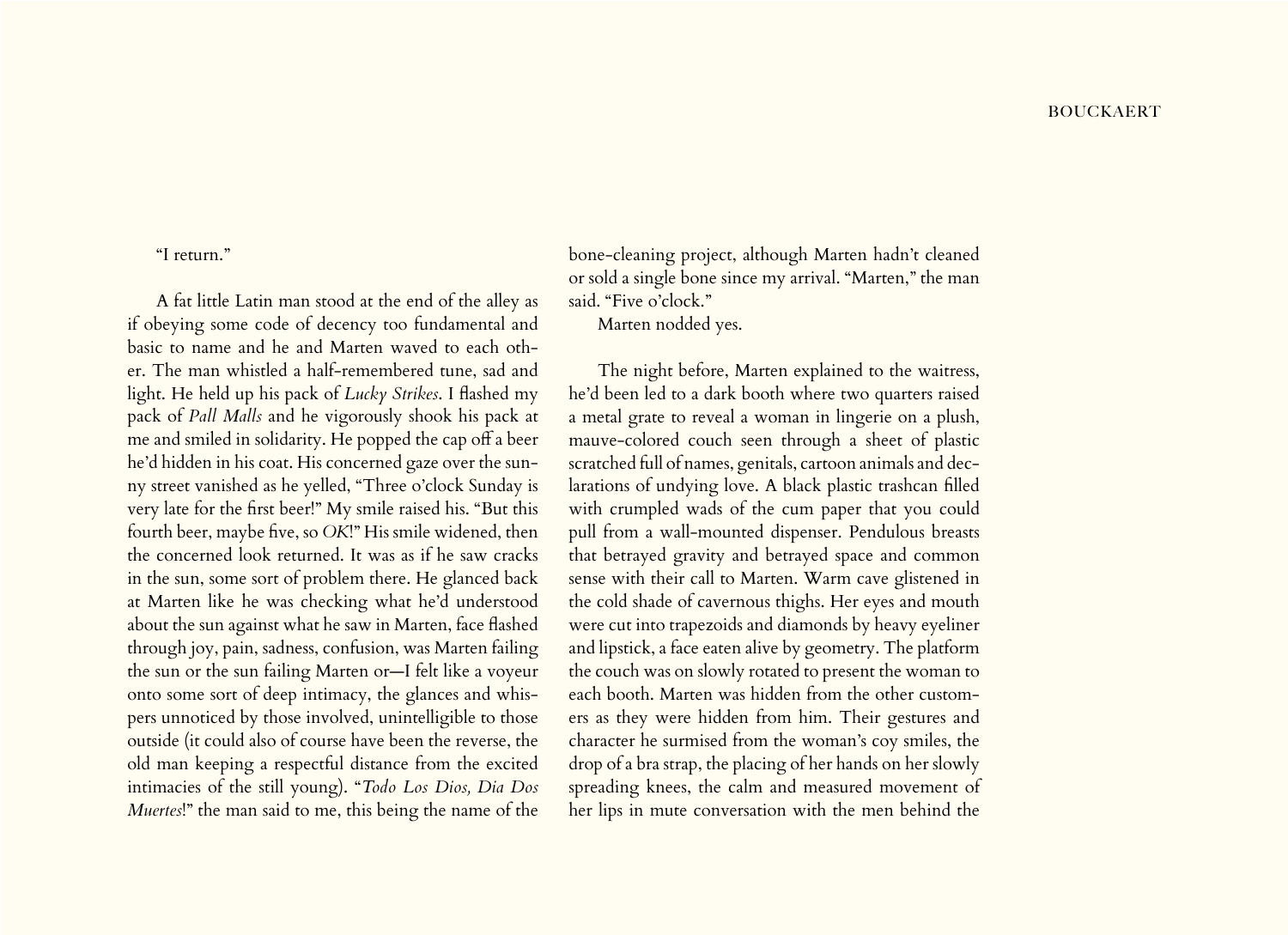"I return."

A fat little Latin man stood at the end of the alley as if obeying some code of decency too fundamental and basic to name and he and Marten waved to each other. The man whistled a half-remembered tune, sad and light. He held up his pack of *Lucky Strikes*. I flashed my pack of *Pall Malls* and he vigorously shook his pack at me and smiled in solidarity. He popped the cap off a beer he'd hidden in his coat. His concerned gaze over the sunny street vanished as he yelled, "Three o'clock Sunday is very late for the first beer!" My smile raised his. "But this fourth beer, maybe five, so *OK*!" His smile widened, then the concerned look returned. It was as if he saw cracks in the sun, some sort of problem there. He glanced back at Marten like he was checking what he'd understood about the sun against what he saw in Marten, face flashed through joy, pain, sadness, confusion, was Marten failing the sun or the sun failing Marten or—I felt like a voyeur onto some sort of deep intimacy, the glances and whispers unnoticed by those involved, unintelligible to those outside (it could also of course have been the reverse, the old man keeping a respectful distance from the excited intimacies of the still young). "*Todo Los Dios, Dia Dos Muertes*!" the man said to me, this being the name of the bone-cleaning project, although Marten hadn't cleaned or sold a single bone since my arrival. "Marten," the man said. "Five o'clock."

Marten nodded yes.

The night before, Marten explained to the waitress, he'd been led to a dark booth where two quarters raised a metal grate to reveal a woman in lingerie on a plush, mauve-colored couch seen through a sheet of plastic scratched full of names, genitals, cartoon animals and declarations of undying love. A black plastic trashcan filled with crumpled wads of the cum paper that you could pull from a wall-mounted dispenser. Pendulous breasts that betrayed gravity and betrayed space and common sense with their call to Marten. Warm cave glistened in the cold shade of cavernous thighs. Her eyes and mouth were cut into trapezoids and diamonds by heavy eyeliner and lipstick, a face eaten alive by geometry. The platform the couch was on slowly rotated to present the woman to each booth. Marten was hidden from the other customers as they were hidden from him. Their gestures and character he surmised from the woman's coy smiles, the drop of a bra strap, the placing of her hands on her slowly spreading knees, the calm and measured movement of her lips in mute conversation with the men behind the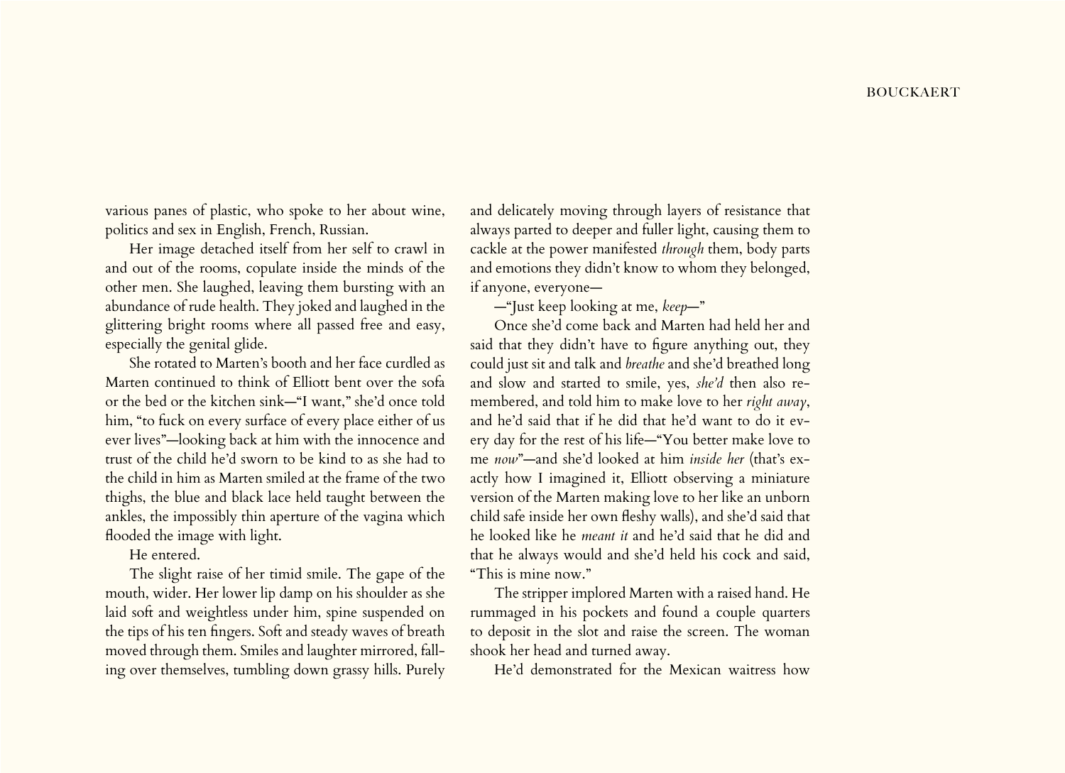various panes of plastic, who spoke to her about wine, politics and sex in English, French, Russian.

Her image detached itself from her self to crawl in and out of the rooms, copulate inside the minds of the other men. She laughed, leaving them bursting with an abundance of rude health. They joked and laughed in the glittering bright rooms where all passed free and easy, especially the genital glide.

She rotated to Marten's booth and her face curdled as Marten continued to think of Elliott bent over the sofa or the bed or the kitchen sink—"I want," she'd once told him, "to fuck on every surface of every place either of us ever lives"—looking back at him with the innocence and trust of the child he'd sworn to be kind to as she had to the child in him as Marten smiled at the frame of the two thighs, the blue and black lace held taught between the ankles, the impossibly thin aperture of the vagina which flooded the image with light.

He entered.

The slight raise of her timid smile. The gape of the mouth, wider. Her lower lip damp on his shoulder as she laid soft and weightless under him, spine suspended on the tips of his ten fingers. Soft and steady waves of breath moved through them. Smiles and laughter mirrored, falling over themselves, tumbling down grassy hills. Purely and delicately moving through layers of resistance that always parted to deeper and fuller light, causing them to cackle at the power manifested *through* them, body parts and emotions they didn't know to whom they belonged, if anyone, everyone—

—"Just keep looking at me, *keep*—"

Once she'd come back and Marten had held her and said that they didn't have to figure anything out, they could just sit and talk and *breathe* and she'd breathed long and slow and started to smile, yes, *she'd* then also remembered, and told him to make love to her *right away*, and he'd said that if he did that he'd want to do it every day for the rest of his life—"You better make love to me *now*"—and she'd looked at him *inside her* (that's exactly how I imagined it, Elliott observing a miniature version of the Marten making love to her like an unborn child safe inside her own fleshy walls), and she'd said that he looked like he *meant it* and he'd said that he did and that he always would and she'd held his cock and said, "This is mine now."

The stripper implored Marten with a raised hand. He rummaged in his pockets and found a couple quarters to deposit in the slot and raise the screen. The woman shook her head and turned away.

He'd demonstrated for the Mexican waitress how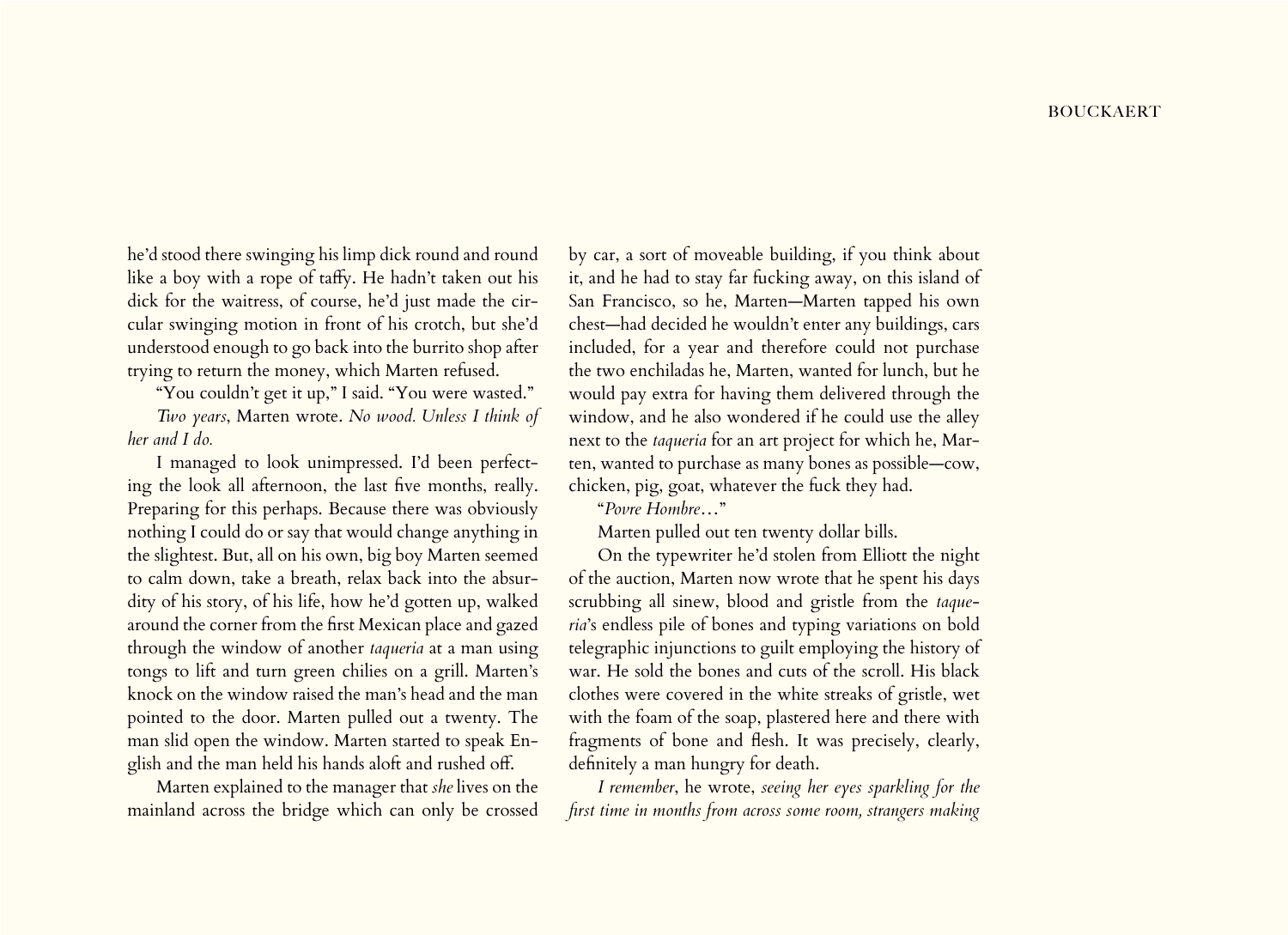he'd stood there swinging his limp dick round and round like a boy with a rope of taffy. He hadn't taken out his dick for the waitress, of course, he'd just made the circular swinging motion in front of his crotch, but she'd understood enough to go back into the burrito shop after trying to return the money, which Marten refused.

"You couldn't get it up," I said. "You were wasted."

*Two years*, Marten wrote. *No wood. Unless I think of her and I do.*

I managed to look unimpressed. I'd been perfecting the look all afternoon, the last five months, really. Preparing for this perhaps. Because there was obviously nothing I could do or say that would change anything in the slightest. But, all on his own, big boy Marten seemed to calm down, take a breath, relax back into the absurdity of his story, of his life, how he'd gotten up, walked around the corner from the first Mexican place and gazed through the window of another *taqueria* at a man using tongs to lift and turn green chilies on a grill. Marten's knock on the window raised the man's head and the man pointed to the door. Marten pulled out a twenty. The man slid open the window. Marten started to speak English and the man held his hands aloft and rushed off.

Marten explained to the manager that *she* lives on the mainland across the bridge which can only be crossed by car, a sort of moveable building, if you think about it, and he had to stay far fucking away, on this island of San Francisco, so he, Marten—Marten tapped his own chest—had decided he wouldn't enter any buildings, cars included, for a year and therefore could not purchase the two enchiladas he, Marten, wanted for lunch, but he would pay extra for having them delivered through the window, and he also wondered if he could use the alley next to the *taqueria* for an art project for which he, Marten, wanted to purchase as many bones as possible—cow, chicken, pig, goat, whatever the fuck they had.

"*Povre Hombre…*"

Marten pulled out ten twenty dollar bills.

On the typewriter he'd stolen from Elliott the night of the auction, Marten now wrote that he spent his days scrubbing all sinew, blood and gristle from the *taqueria*'s endless pile of bones and typing variations on bold telegraphic injunctions to guilt employing the history of war. He sold the bones and cuts of the scroll. His black clothes were covered in the white streaks of gristle, wet with the foam of the soap, plastered here and there with fragments of bone and flesh. It was precisely, clearly, definitely a man hungry for death.

*I remember*, he wrote, *seeing her eyes sparkling for the first time in months from across some room, strangers making*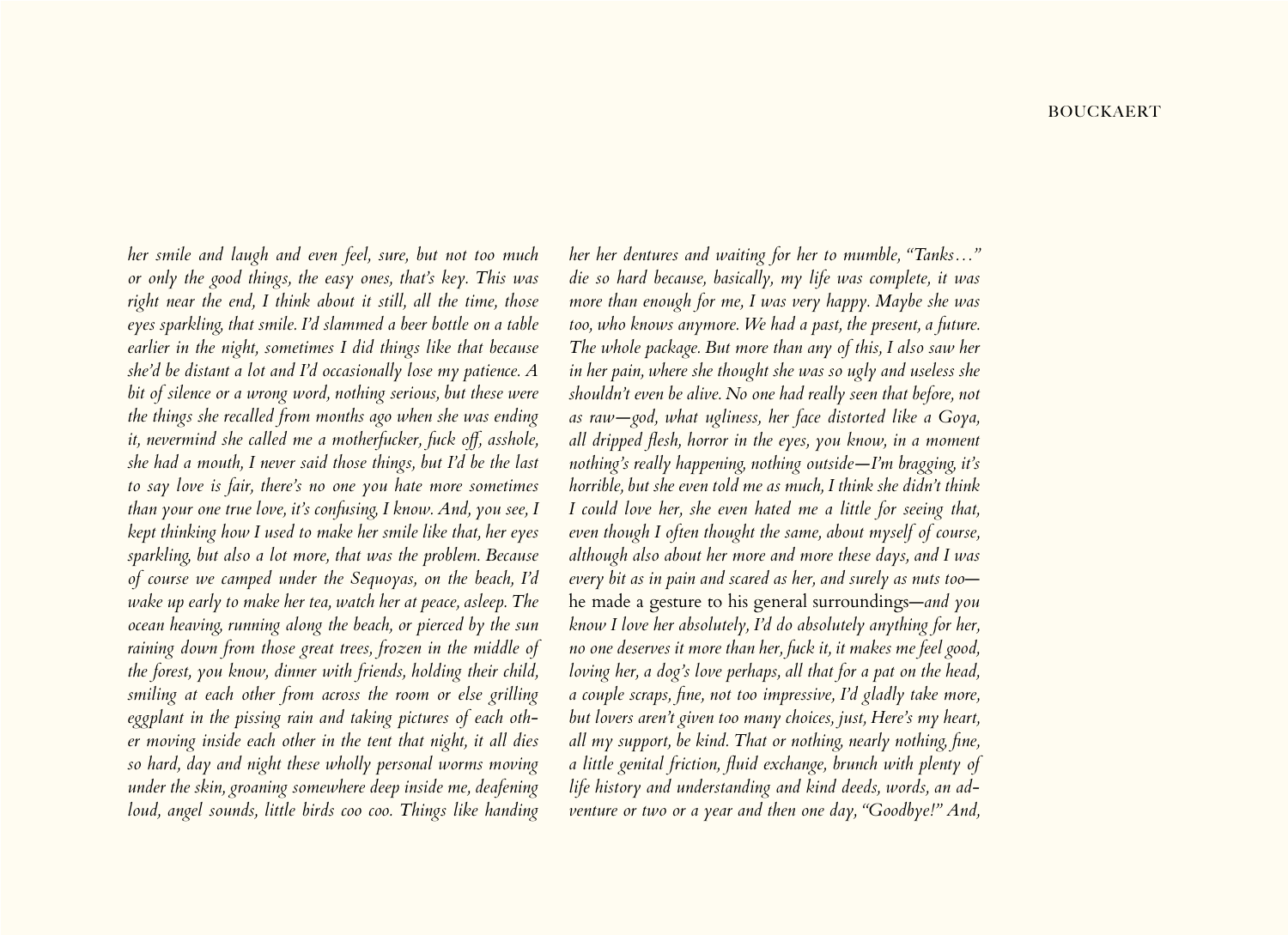*her smile and laugh and even feel, sure, but not too much or only the good things, the easy ones, that's key. This was right near the end, I think about it still, all the time, those eyes sparkling, that smile. I'd slammed a beer bottle on a table earlier in the night, sometimes I did things like that because she'd be distant a lot and I'd occasionally lose my patience. A bit of silence or a wrong word, nothing serious, but these were the things she recalled from months ago when she was ending it, nevermind she called me a motherfucker, fuck off, asshole, she had a mouth, I never said those things, but I'd be the last to say love is fair, there's no one you hate more sometimes than your one true love, it's confusing, I know. And, you see, I kept thinking how I used to make her smile like that, her eyes sparkling, but also a lot more, that was the problem. Because of course we camped under the Sequoyas, on the beach, I'd wake up early to make her tea, watch her at peace, asleep. The ocean heaving, running along the beach, or pierced by the sun raining down from those great trees, frozen in the middle of the forest, you know, dinner with friends, holding their child, smiling at each other from across the room or else grilling eggplant in the pissing rain and taking pictures of each other moving inside each other in the tent that night, it all dies so hard, day and night these wholly personal worms moving under the skin, groaning somewhere deep inside me, deafening loud, angel sounds, little birds coo coo. Things like handing her her dentures and waiting for her to mumble, "Tanks…" die so hard because, basically, my life was complete, it was more than enough for me, I was very happy. Maybe she was too, who knows anymore. We had a past, the present, a future. The whole package. But more than any of this, I also saw her in her pain, where she thought she was so ugly and useless she shouldn't even be alive. No one had really seen that before, not as raw—god, what ugliness, her face distorted like a Goya, all dripped flesh, horror in the eyes, you know, in a moment nothing's really happening, nothing outside—I'm bragging, it's horrible, but she even told me as much, I think she didn't think I could love her, she even hated me a little for seeing that, even though I often thought the same, about myself of course, although also about her more and more these days, and I was every bit as in pain and scared as her, and surely as nuts too—* he made a gesture to his general surroundings—*and you know I love her absolutely, I'd do absolutely anything for her, no one deserves it more than her, fuck it, it makes me feel good, loving her, a dog's love perhaps, all that for a pat on the head, a couple scraps, fine, not too impressive, I'd gladly take more, but lovers aren't given too many choices, just, Here's my heart, all my support, be kind. That or nothing, nearly nothing, fine, a little genital friction, fluid exchange, brunch with plenty of life history and understanding and kind deeds, words, an adventure or two or a year and then one day, "Goodbye!" And,*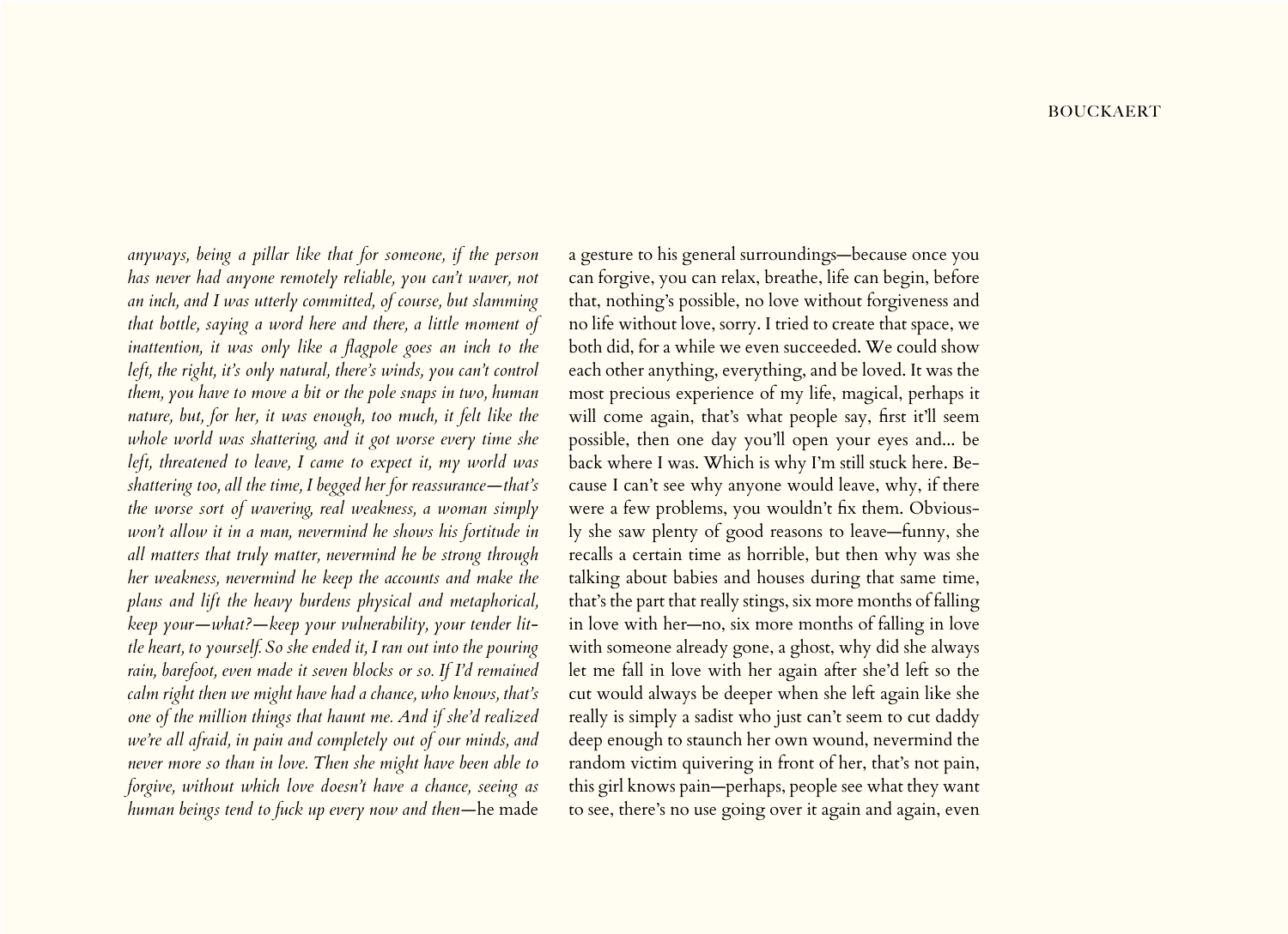*anyways, being a pillar like that for someone, if the person has never had anyone remotely reliable, you can't waver, not an inch, and I was utterly committed, of course, but slamming that bottle, saying a word here and there, a little moment of inattention, it was only like a flagpole goes an inch to the left, the right, it's only natural, there's winds, you can't control them, you have to move a bit or the pole snaps in two, human nature, but, for her, it was enough, too much, it felt like the whole world was shattering, and it got worse every time she left, threatened to leave, I came to expect it, my world was shattering too, all the time, I begged her for reassurance—that's the worse sort of wavering, real weakness, a woman simply won't allow it in a man, nevermind he shows his fortitude in all matters that truly matter, nevermind he be strong through her weakness, nevermind he keep the accounts and make the plans and lift the heavy burdens physical and metaphorical, keep your—what?—keep your vulnerability, your tender little heart, to yourself. So she ended it, I ran out into the pouring rain, barefoot, even made it seven blocks or so. If I'd remained calm right then we might have had a chance, who knows, that's one of the million things that haunt me. And if she'd realized we're all afraid, in pain and completely out of our minds, and never more so than in love. Then she might have been able to forgive, without which love doesn't have a chance, seeing as human beings tend to fuck up every now and then*—he made a gesture to his general surroundings—because once you can forgive, you can relax, breathe, life can begin, before that, nothing's possible, no love without forgiveness and no life without love, sorry. I tried to create that space, we both did, for a while we even succeeded. We could show each other anything, everything, and be loved. It was the most precious experience of my life, magical, perhaps it will come again, that's what people say, first it'll seem possible, then one day you'll open your eyes and... be back where I was. Which is why I'm still stuck here. Because I can't see why anyone would leave, why, if there were a few problems, you wouldn't fix them. Obviously she saw plenty of good reasons to leave—funny, she recalls a certain time as horrible, but then why was she talking about babies and houses during that same time, that's the part that really stings, six more months of falling in love with her—no, six more months of falling in love with someone already gone, a ghost, why did she always let me fall in love with her again after she'd left so the cut would always be deeper when she left again like she really is simply a sadist who just can't seem to cut daddy deep enough to staunch her own wound, nevermind the random victim quivering in front of her, that's not pain, this girl knows pain—perhaps, people see what they want to see, there's no use going over it again and again, even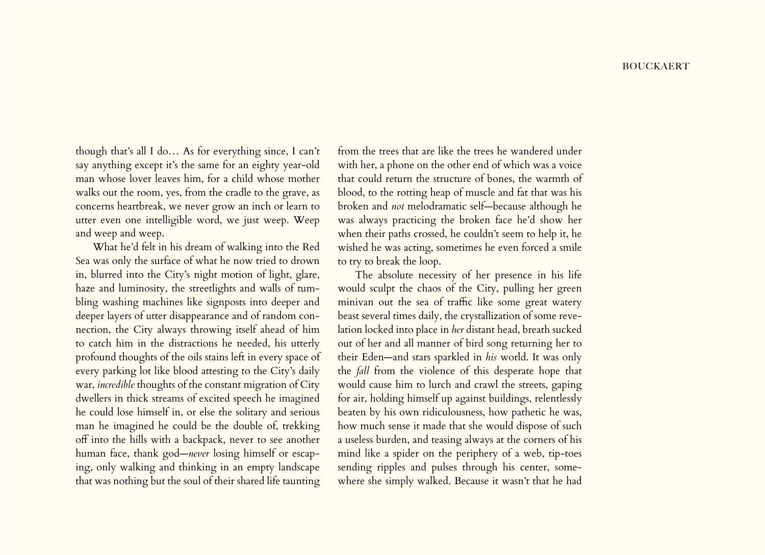though that's all I do… As for everything since, I can't say anything except it's the same for an eighty year-old man whose lover leaves him, for a child whose mother walks out the room, yes, from the cradle to the grave, as concerns heartbreak, we never grow an inch or learn to utter even one intelligible word, we just weep. Weep and weep and weep.

What he'd felt in his dream of walking into the Red Sea was only the surface of what he now tried to drown in, blurred into the City's night motion of light, glare, haze and luminosity, the streetlights and walls of tumbling washing machines like signposts into deeper and deeper layers of utter disappearance and of random connection, the City always throwing itself ahead of him to catch him in the distractions he needed, his utterly profound thoughts of the oils stains left in every space of every parking lot like blood attesting to the City's daily war, *incredible* thoughts of the constant migration of City dwellers in thick streams of excited speech he imagined he could lose himself in, or else the solitary and serious man he imagined he could be the double of, trekking off into the hills with a backpack, never to see another human face, thank god—*never* losing himself or escaping, only walking and thinking in an empty landscape that was nothing but the soul of their shared life taunting from the trees that are like the trees he wandered under with her, a phone on the other end of which was a voice that could return the structure of bones, the warmth of blood, to the rotting heap of muscle and fat that was his broken and *not* melodramatic self—because although he was always practicing the broken face he'd show her when their paths crossed, he couldn't seem to help it, he wished he was acting, sometimes he even forced a smile to try to break the loop.

The absolute necessity of her presence in his life would sculpt the chaos of the City, pulling her green minivan out the sea of traffic like some great watery beast several times daily, the crystallization of some revelation locked into place in *her* distant head, breath sucked out of her and all manner of bird song returning her to their Eden—and stars sparkled in *his* world. It was only the *fall* from the violence of this desperate hope that would cause him to lurch and crawl the streets, gaping for air, holding himself up against buildings, relentlessly beaten by his own ridiculousness, how pathetic he was, how much sense it made that she would dispose of such a useless burden, and teasing always at the corners of his mind like a spider on the periphery of a web, tip-toes sending ripples and pulses through his center, somewhere she simply walked. Because it wasn't that he had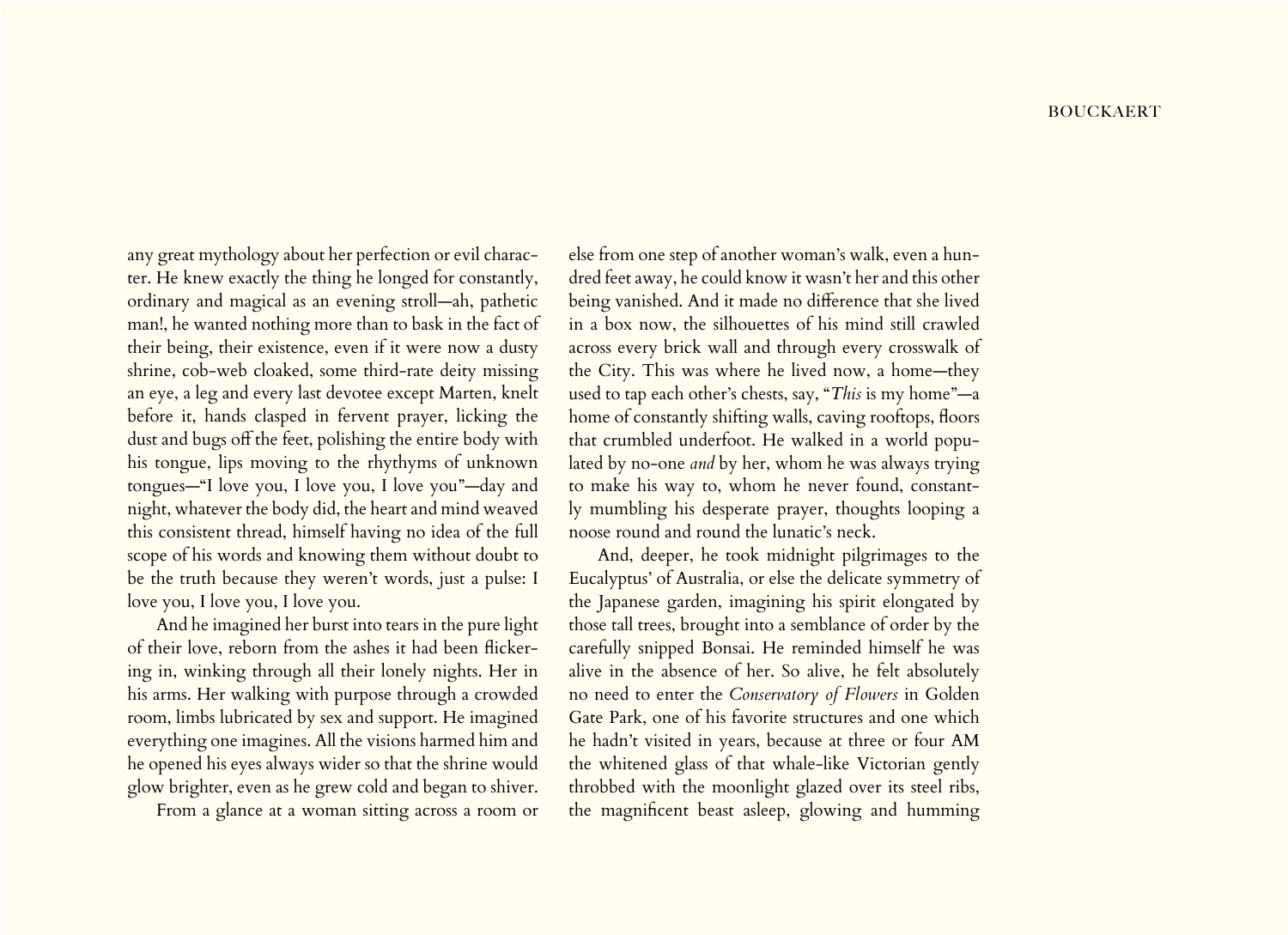any great mythology about her perfection or evil character. He knew exactly the thing he longed for constantly, ordinary and magical as an evening stroll—ah, pathetic man!, he wanted nothing more than to bask in the fact of their being, their existence, even if it were now a dusty shrine, cob-web cloaked, some third-rate deity missing an eye, a leg and every last devotee except Marten, knelt before it, hands clasped in fervent prayer, licking the dust and bugs off the feet, polishing the entire body with his tongue, lips moving to the rhythyms of unknown tongues—"I love you, I love you, I love you"—day and night, whatever the body did, the heart and mind weaved this consistent thread, himself having no idea of the full scope of his words and knowing them without doubt to be the truth because they weren't words, just a pulse: I love you, I love you, I love you.

And he imagined her burst into tears in the pure light of their love, reborn from the ashes it had been flickering in, winking through all their lonely nights. Her in his arms. Her walking with purpose through a crowded room, limbs lubricated by sex and support. He imagined everything one imagines. All the visions harmed him and he opened his eyes always wider so that the shrine would glow brighter, even as he grew cold and began to shiver.

From a glance at a woman sitting across a room or else from one step of another woman's walk, even a hundred feet away, he could know it wasn't her and this other being vanished. And it made no difference that she lived in a box now, the silhouettes of his mind still crawled across every brick wall and through every crosswalk of the City. This was where he lived now, a home—they used to tap each other's chests, say, "*This* is my home"—a home of constantly shifting walls, caving rooftops, floors that crumbled underfoot. He walked in a world populated by no-one *and* by her, whom he was always trying to make his way to, whom he never found, constantly mumbling his desperate prayer, thoughts looping a noose round and round the lunatic's neck.

And, deeper, he took midnight pilgrimages to the Eucalyptus' of Australia, or else the delicate symmetry of the Japanese garden, imagining his spirit elongated by those tall trees, brought into a semblance of order by the carefully snipped Bonsai. He reminded himself he was alive in the absence of her. So alive, he felt absolutely no need to enter the *Conservatory of Flowers* in Golden Gate Park, one of his favorite structures and one which he hadn't visited in years, because at three or four AM the whitened glass of that whale-like Victorian gently throbbed with the moonlight glazed over its steel ribs, the magnificent beast asleep, glowing and humming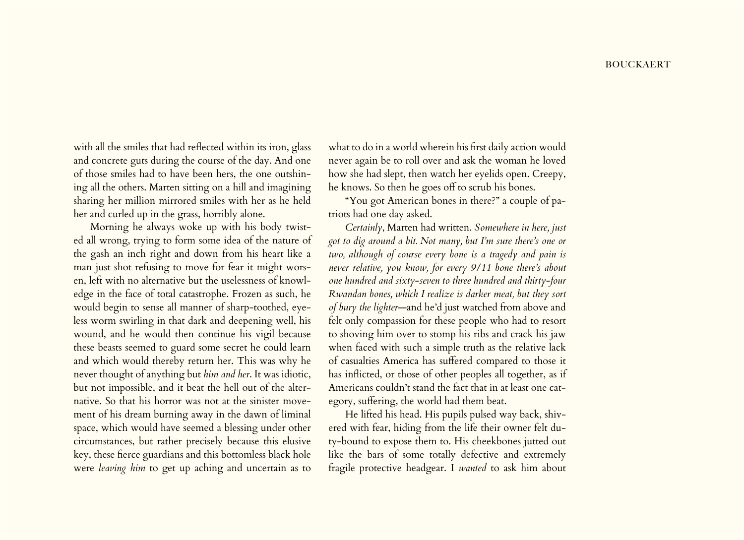with all the smiles that had reflected within its iron, glass and concrete guts during the course of the day. And one of those smiles had to have been hers, the one outshining all the others. Marten sitting on a hill and imagining sharing her million mirrored smiles with her as he held her and curled up in the grass, horribly alone.

Morning he always woke up with his body twisted all wrong, trying to form some idea of the nature of the gash an inch right and down from his heart like a man just shot refusing to move for fear it might worsen, left with no alternative but the uselessness of knowledge in the face of total catastrophe. Frozen as such, he would begin to sense all manner of sharp-toothed, eyeless worm swirling in that dark and deepening well, his wound, and he would then continue his vigil because these beasts seemed to guard some secret he could learn and which would thereby return her. This was why he never thought of anything but *him and her*. It was idiotic, but not impossible, and it beat the hell out of the alternative. So that his horror was not at the sinister movement of his dream burning away in the dawn of liminal space, which would have seemed a blessing under other circumstances, but rather precisely because this elusive key, these fierce guardians and this bottomless black hole were *leaving him* to get up aching and uncertain as to what to do in a world wherein his first daily action would never again be to roll over and ask the woman he loved how she had slept, then watch her eyelids open. Creepy, he knows. So then he goes off to scrub his bones.

"You got American bones in there?" a couple of patriots had one day asked.

*Certainly*, Marten had written. *Somewhere in here, just got to dig around a bit. Not many, but I'm sure there's one or two, although of course every bone is a tragedy and pain is never relative, you know, for every 9/11 bone there's about one hundred and sixty-seven to three hundred and thirty-four Rwandan bones, which I realize is darker meat, but they sort of bury the lighter*—and he'd just watched from above and felt only compassion for these people who had to resort to shoving him over to stomp his ribs and crack his jaw when faced with such a simple truth as the relative lack of casualties America has suffered compared to those it has inflicted, or those of other peoples all together, as if Americans couldn't stand the fact that in at least one category, suffering, the world had them beat.

He lifted his head. His pupils pulsed way back, shivered with fear, hiding from the life their owner felt duty-bound to expose them to. His cheekbones jutted out like the bars of some totally defective and extremely fragile protective headgear. I *wanted* to ask him about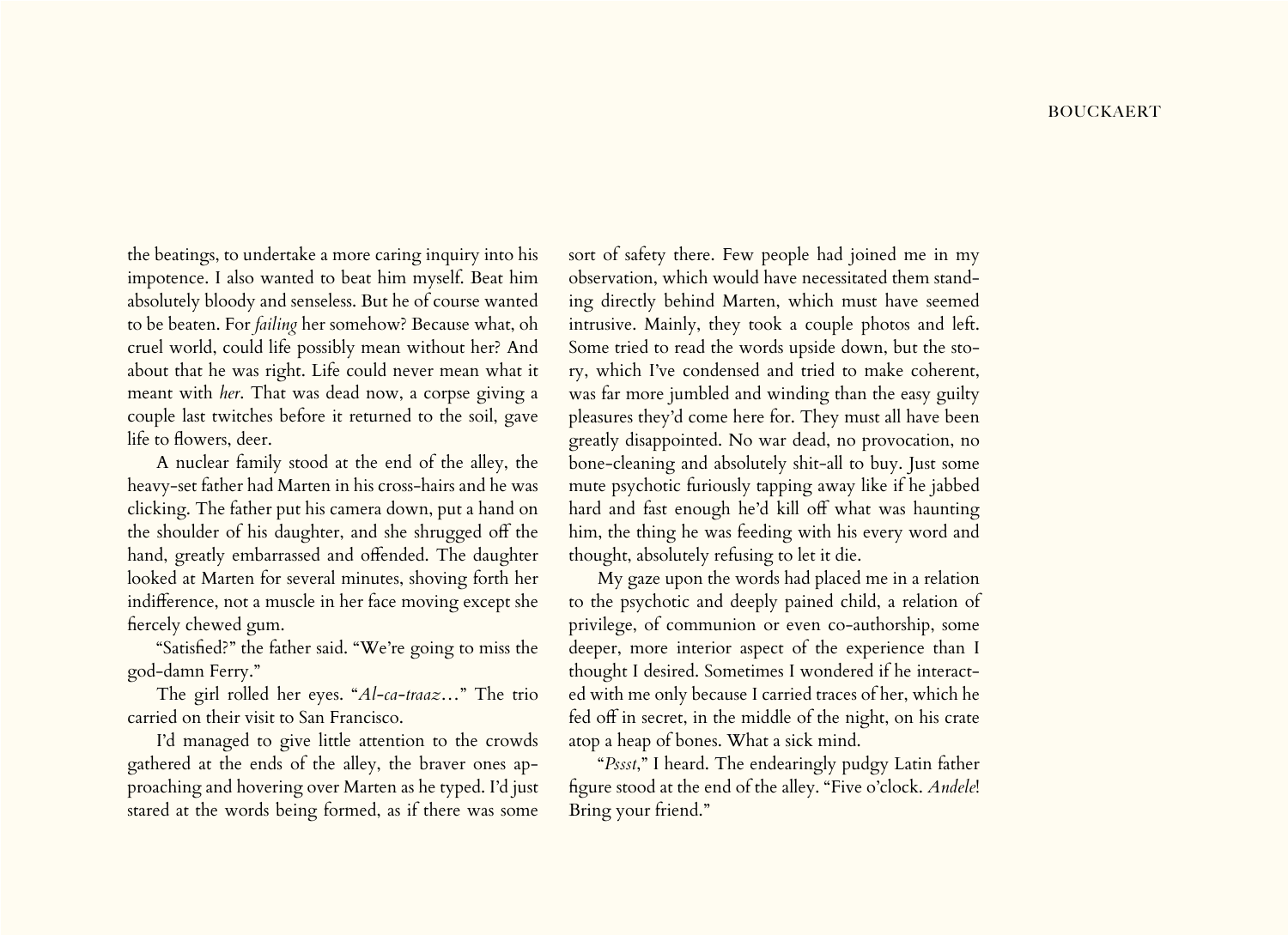the beatings, to undertake a more caring inquiry into his impotence. I also wanted to beat him myself. Beat him absolutely bloody and senseless. But he of course wanted to be beaten. For *failing* her somehow? Because what, oh cruel world, could life possibly mean without her? And about that he was right. Life could never mean what it meant with *her*. That was dead now, a corpse giving a couple last twitches before it returned to the soil, gave life to flowers, deer.

A nuclear family stood at the end of the alley, the heavy-set father had Marten in his cross-hairs and he was clicking. The father put his camera down, put a hand on the shoulder of his daughter, and she shrugged off the hand, greatly embarrassed and offended. The daughter looked at Marten for several minutes, shoving forth her indifference, not a muscle in her face moving except she fiercely chewed gum.

"Satisfied?" the father said. "We're going to miss the god-damn Ferry."

The girl rolled her eyes. "*Al-ca-traaz*…" The trio carried on their visit to San Francisco.

I'd managed to give little attention to the crowds gathered at the ends of the alley, the braver ones approaching and hovering over Marten as he typed. I'd just stared at the words being formed, as if there was some sort of safety there. Few people had joined me in my observation, which would have necessitated them standing directly behind Marten, which must have seemed intrusive. Mainly, they took a couple photos and left. Some tried to read the words upside down, but the story, which I've condensed and tried to make coherent, was far more jumbled and winding than the easy guilty pleasures they'd come here for. They must all have been greatly disappointed. No war dead, no provocation, no bone-cleaning and absolutely shit-all to buy. Just some mute psychotic furiously tapping away like if he jabbed hard and fast enough he'd kill off what was haunting him, the thing he was feeding with his every word and thought, absolutely refusing to let it die.

My gaze upon the words had placed me in a relation to the psychotic and deeply pained child, a relation of privilege, of communion or even co-authorship, some deeper, more interior aspect of the experience than I thought I desired. Sometimes I wondered if he interacted with me only because I carried traces of her, which he fed off in secret, in the middle of the night, on his crate atop a heap of bones. What a sick mind.

"*Pssst*," I heard. The endearingly pudgy Latin father figure stood at the end of the alley. "Five o'clock. *Andele*! Bring your friend."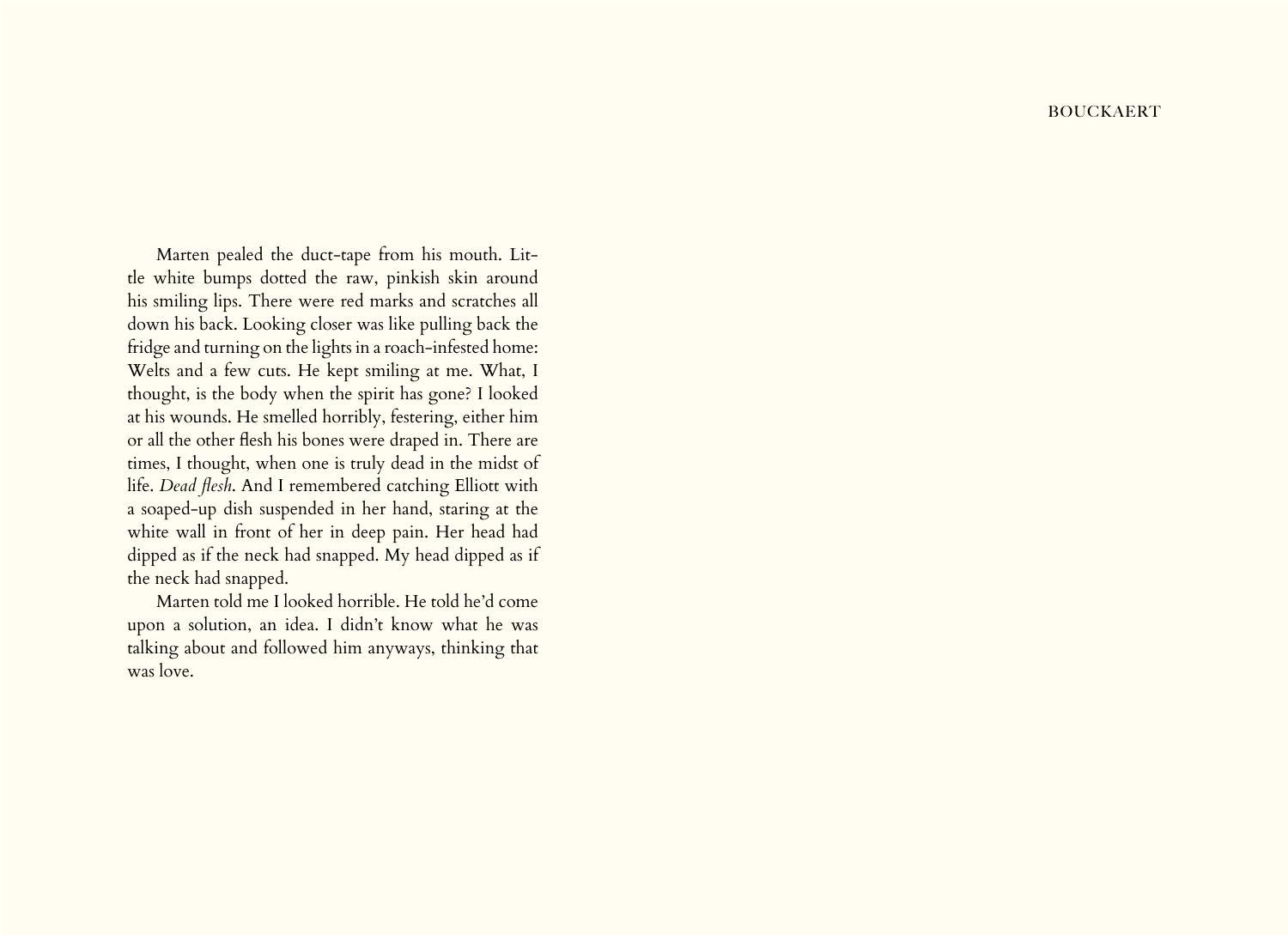Marten pealed the duct-tape from his mouth. Little white bumps dotted the raw, pinkish skin around his smiling lips. There were red marks and scratches all down his back. Looking closer was like pulling back the fridge and turning on the lights in a roach-infested home: Welts and a few cuts. He kept smiling at me. What, I thought, is the body when the spirit has gone? I looked at his wounds. He smelled horribly, festering, either him or all the other flesh his bones were draped in. There are times, I thought, when one is truly dead in the midst of life. *Dead flesh*. And I remembered catching Elliott with a soaped-up dish suspended in her hand, staring at the white wall in front of her in deep pain. Her head had dipped as if the neck had snapped. My head dipped as if the neck had snapped.

Marten told me I looked horrible. He told he'd come upon a solution, an idea. I didn't know what he was talking about and followed him anyways, thinking that was love.